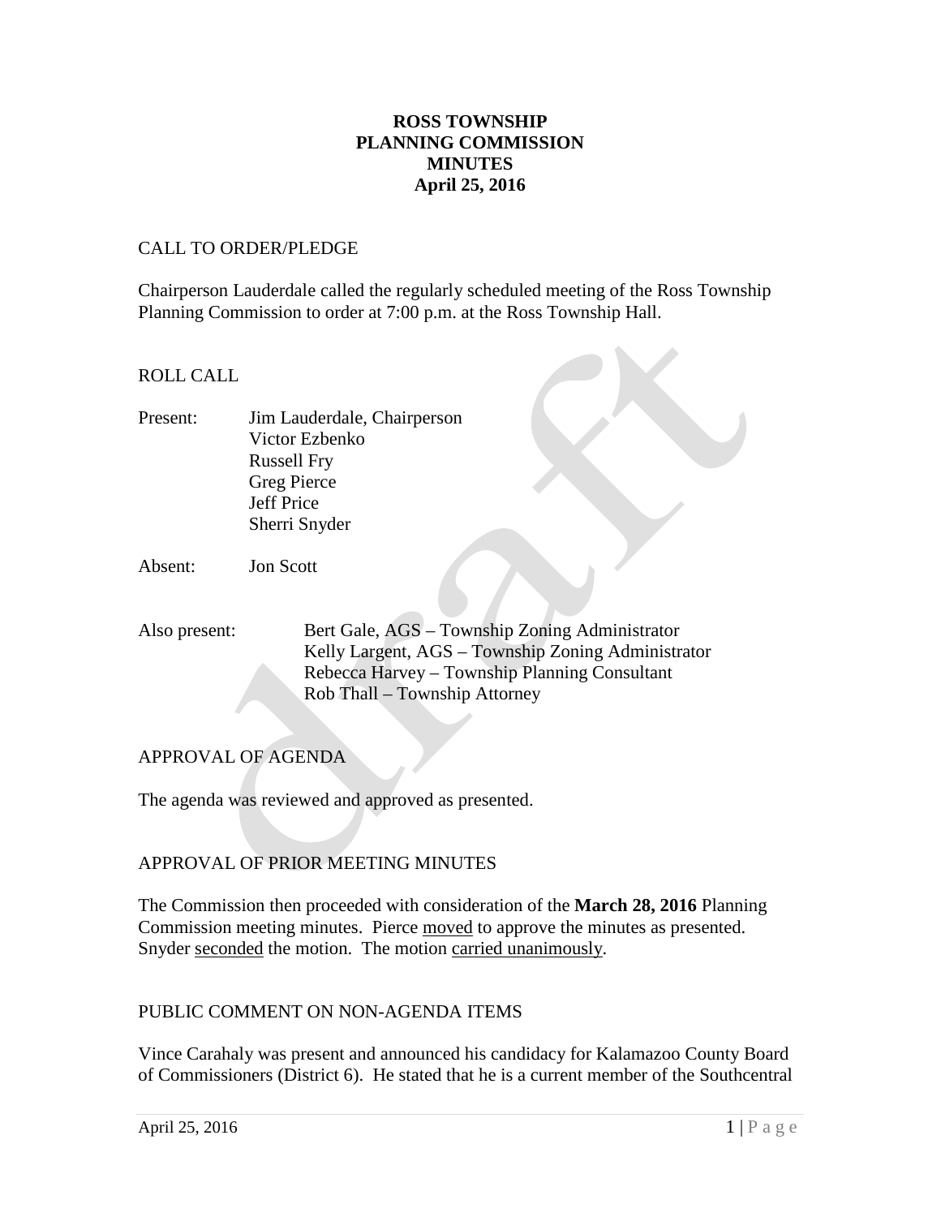**ROSS TOWNSHIP**
**PLANNING COMMISSION**
**MINUTES**
**April 25, 2016**

CALL TO ORDER/PLEDGE

Chairperson Lauderdale called the regularly scheduled meeting of the Ross Township Planning Commission to order at 7:00 p.m. at the Ross Township Hall.

ROLL CALL

Present: Jim Lauderdale, Chairperson
Victor Ezbenko
Russell Fry
Greg Pierce
Jeff Price
Sherri Snyder

Absent: Jon Scott

Also present: Bert Gale, AGS – Township Zoning Administrator
Kelly Largent, AGS – Township Zoning Administrator
Rebecca Harvey – Township Planning Consultant
Rob Thall – Township Attorney

APPROVAL OF AGENDA

The agenda was reviewed and approved as presented.

APPROVAL OF PRIOR MEETING MINUTES

The Commission then proceeded with consideration of the **March 28, 2016** Planning Commission meeting minutes. Pierce moved to approve the minutes as presented. Snyder seconded the motion. The motion carried unanimously.

PUBLIC COMMENT ON NON-AGENDA ITEMS

Vince Carahaly was present and announced his candidacy for Kalamazoo County Board of Commissioners (District 6). He stated that he is a current member of the Southcentral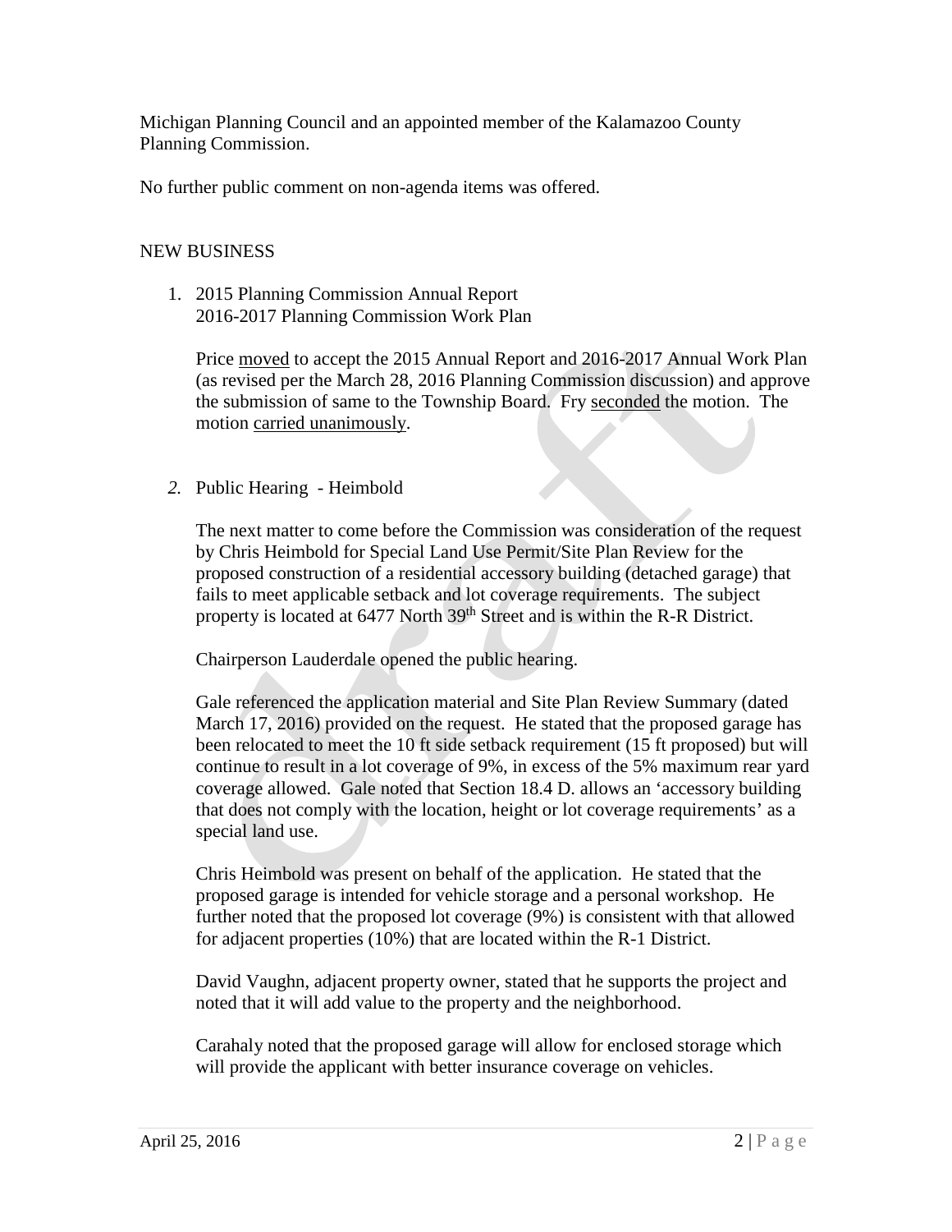Michigan Planning Council and an appointed member of the Kalamazoo County Planning Commission.

No further public comment on non-agenda items was offered.

NEW BUSINESS

1. 2015 Planning Commission Annual Report
   2016-2017 Planning Commission Work Plan

   Price moved to accept the 2015 Annual Report and 2016-2017 Annual Work Plan (as revised per the March 28, 2016 Planning Commission discussion) and approve the submission of same to the Township Board. Fry seconded the motion. The motion carried unanimously.

2. Public Hearing - Heimbold

   The next matter to come before the Commission was consideration of the request by Chris Heimbold for Special Land Use Permit/Site Plan Review for the proposed construction of a residential accessory building (detached garage) that fails to meet applicable setback and lot coverage requirements. The subject property is located at 6477 North 39th Street and is within the R-R District.

   Chairperson Lauderdale opened the public hearing.

   Gale referenced the application material and Site Plan Review Summary (dated March 17, 2016) provided on the request. He stated that the proposed garage has been relocated to meet the 10 ft side setback requirement (15 ft proposed) but will continue to result in a lot coverage of 9%, in excess of the 5% maximum rear yard coverage allowed. Gale noted that Section 18.4 D. allows an 'accessory building that does not comply with the location, height or lot coverage requirements' as a special land use.

   Chris Heimbold was present on behalf of the application. He stated that the proposed garage is intended for vehicle storage and a personal workshop. He further noted that the proposed lot coverage (9%) is consistent with that allowed for adjacent properties (10%) that are located within the R-1 District.

   David Vaughn, adjacent property owner, stated that he supports the project and noted that it will add value to the property and the neighborhood.

   Carahaly noted that the proposed garage will allow for enclosed storage which will provide the applicant with better insurance coverage on vehicles.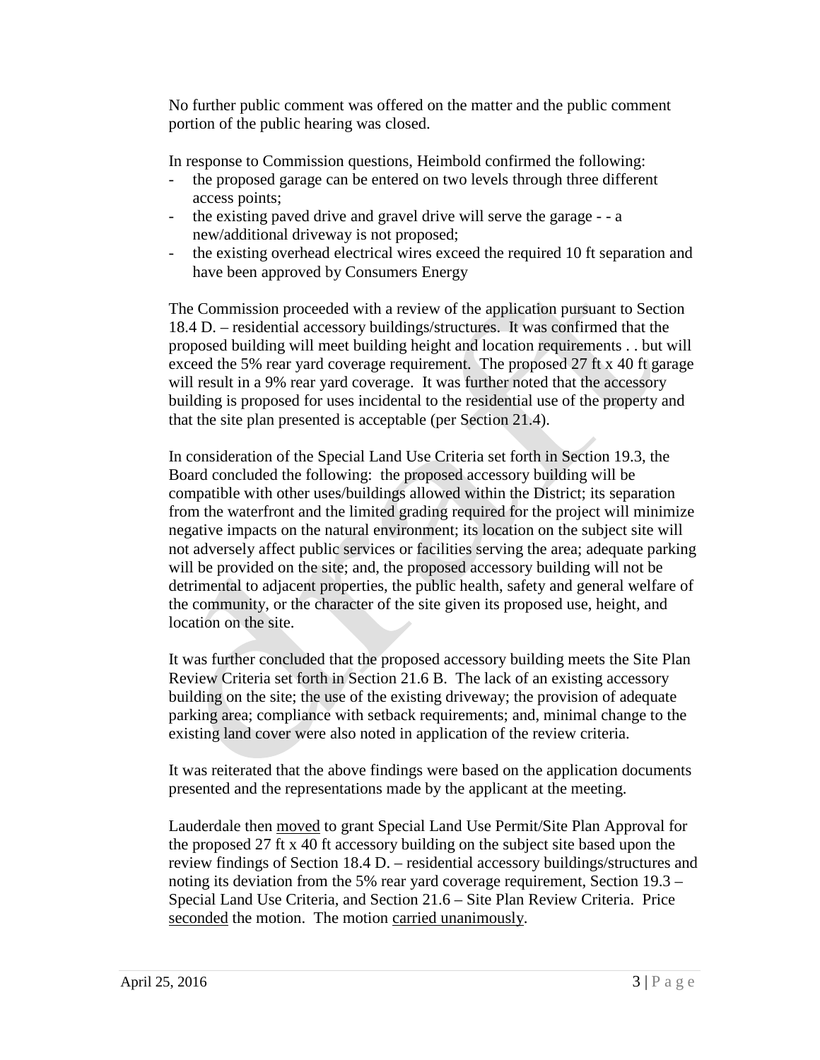No further public comment was offered on the matter and the public comment portion of the public hearing was closed.

In response to Commission questions, Heimbold confirmed the following:

- the proposed garage can be entered on two levels through three different access points;
- the existing paved drive and gravel drive will serve the garage - - a new/additional driveway is not proposed;
- the existing overhead electrical wires exceed the required 10 ft separation and have been approved by Consumers Energy

The Commission proceeded with a review of the application pursuant to Section 18.4 D. – residential accessory buildings/structures. It was confirmed that the proposed building will meet building height and location requirements . . but will exceed the 5% rear yard coverage requirement. The proposed 27 ft x 40 ft garage will result in a 9% rear yard coverage. It was further noted that the accessory building is proposed for uses incidental to the residential use of the property and that the site plan presented is acceptable (per Section 21.4).

In consideration of the Special Land Use Criteria set forth in Section 19.3, the Board concluded the following: the proposed accessory building will be compatible with other uses/buildings allowed within the District; its separation from the waterfront and the limited grading required for the project will minimize negative impacts on the natural environment; its location on the subject site will not adversely affect public services or facilities serving the area; adequate parking will be provided on the site; and, the proposed accessory building will not be detrimental to adjacent properties, the public health, safety and general welfare of the community, or the character of the site given its proposed use, height, and location on the site.

It was further concluded that the proposed accessory building meets the Site Plan Review Criteria set forth in Section 21.6 B. The lack of an existing accessory building on the site; the use of the existing driveway; the provision of adequate parking area; compliance with setback requirements; and, minimal change to the existing land cover were also noted in application of the review criteria.

It was reiterated that the above findings were based on the application documents presented and the representations made by the applicant at the meeting.

Lauderdale then <u>moved</u> to grant Special Land Use Permit/Site Plan Approval for the proposed 27 ft x 40 ft accessory building on the subject site based upon the review findings of Section 18.4 D. – residential accessory buildings/structures and noting its deviation from the 5% rear yard coverage requirement, Section 19.3 – Special Land Use Criteria, and Section 21.6 – Site Plan Review Criteria. Price <u>seconded</u> the motion. The motion <u>carried unanimously</u>.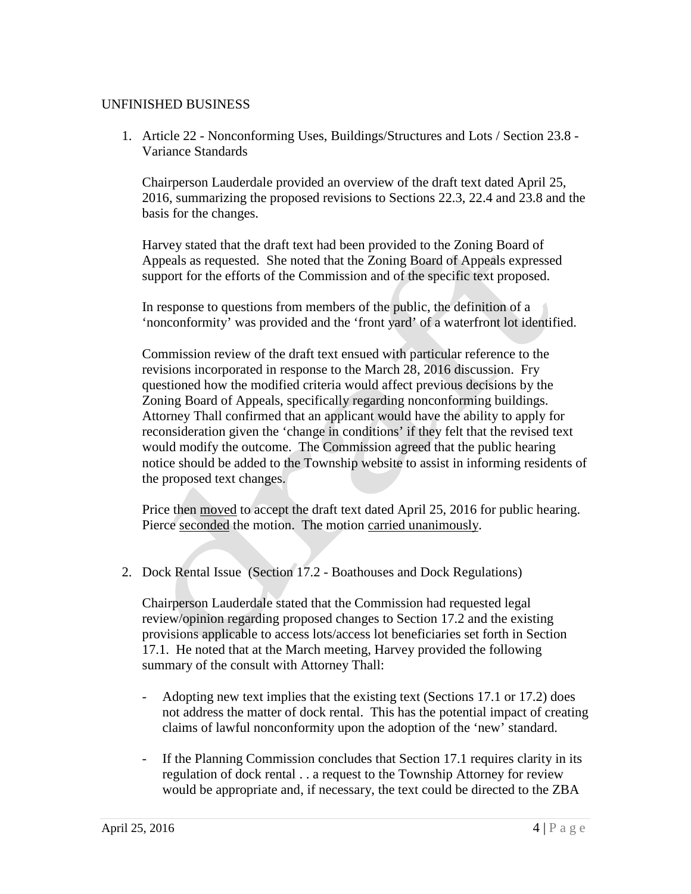UNFINISHED BUSINESS

1. Article 22 - Nonconforming Uses, Buildings/Structures and Lots / Section 23.8 - Variance Standards

   Chairperson Lauderdale provided an overview of the draft text dated April 25, 2016, summarizing the proposed revisions to Sections 22.3, 22.4 and 23.8 and the basis for the changes.

   Harvey stated that the draft text had been provided to the Zoning Board of Appeals as requested. She noted that the Zoning Board of Appeals expressed support for the efforts of the Commission and of the specific text proposed.

   In response to questions from members of the public, the definition of a 'nonconformity' was provided and the 'front yard' of a waterfront lot identified.

   Commission review of the draft text ensued with particular reference to the revisions incorporated in response to the March 28, 2016 discussion. Fry questioned how the modified criteria would affect previous decisions by the Zoning Board of Appeals, specifically regarding nonconforming buildings. Attorney Thall confirmed that an applicant would have the ability to apply for reconsideration given the 'change in conditions' if they felt that the revised text would modify the outcome. The Commission agreed that the public hearing notice should be added to the Township website to assist in informing residents of the proposed text changes.

   Price then <u>moved</u> to accept the draft text dated April 25, 2016 for public hearing. Pierce <u>seconded</u> the motion. The motion <u>carried unanimously</u>.

2. Dock Rental Issue (Section 17.2 - Boathouses and Dock Regulations)

   Chairperson Lauderdale stated that the Commission had requested legal review/opinion regarding proposed changes to Section 17.2 and the existing provisions applicable to access lots/access lot beneficiaries set forth in Section 17.1. He noted that at the March meeting, Harvey provided the following summary of the consult with Attorney Thall:

   - Adopting new text implies that the existing text (Sections 17.1 or 17.2) does not address the matter of dock rental. This has the potential impact of creating claims of lawful nonconformity upon the adoption of the 'new' standard.

   - If the Planning Commission concludes that Section 17.1 requires clarity in its regulation of dock rental . . a request to the Township Attorney for review would be appropriate and, if necessary, the text could be directed to the ZBA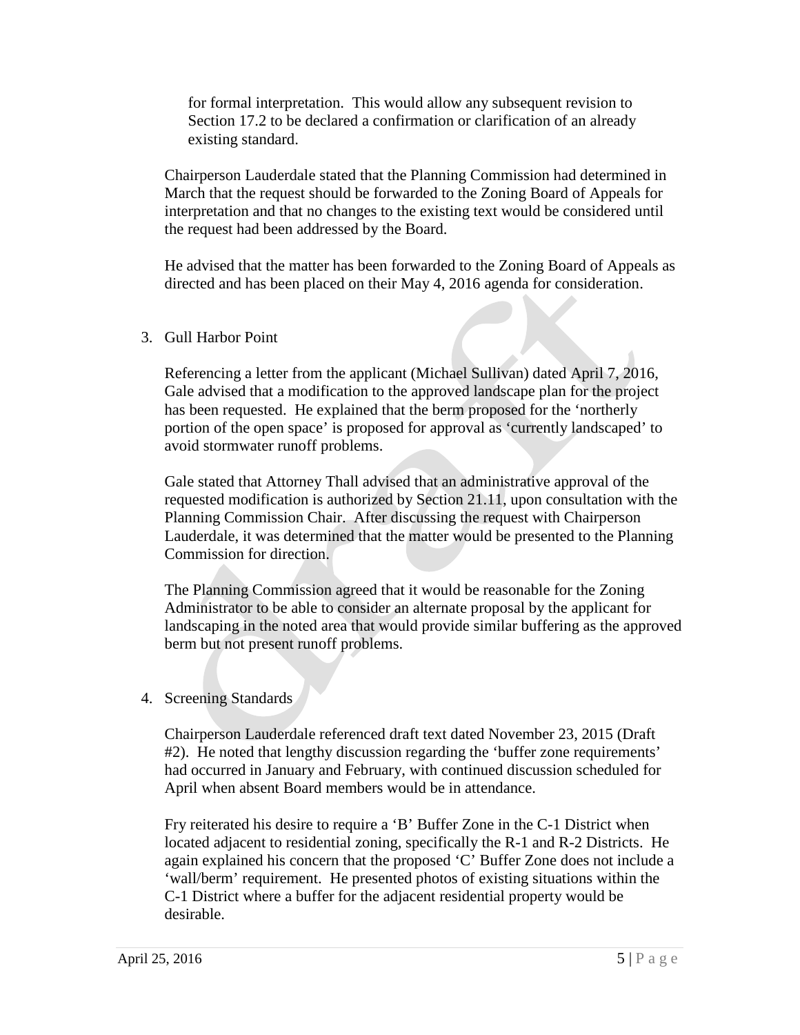for formal interpretation. This would allow any subsequent revision to Section 17.2 to be declared a confirmation or clarification of an already existing standard.

Chairperson Lauderdale stated that the Planning Commission had determined in March that the request should be forwarded to the Zoning Board of Appeals for interpretation and that no changes to the existing text would be considered until the request had been addressed by the Board.

He advised that the matter has been forwarded to the Zoning Board of Appeals as directed and has been placed on their May 4, 2016 agenda for consideration.

3. Gull Harbor Point

   Referencing a letter from the applicant (Michael Sullivan) dated April 7, 2016, Gale advised that a modification to the approved landscape plan for the project has been requested. He explained that the berm proposed for the 'northerly portion of the open space' is proposed for approval as 'currently landscaped' to avoid stormwater runoff problems.

   Gale stated that Attorney Thall advised that an administrative approval of the requested modification is authorized by Section 21.11, upon consultation with the Planning Commission Chair. After discussing the request with Chairperson Lauderdale, it was determined that the matter would be presented to the Planning Commission for direction.

   The Planning Commission agreed that it would be reasonable for the Zoning Administrator to be able to consider an alternate proposal by the applicant for landscaping in the noted area that would provide similar buffering as the approved berm but not present runoff problems.

4. Screening Standards

   Chairperson Lauderdale referenced draft text dated November 23, 2015 (Draft #2). He noted that lengthy discussion regarding the 'buffer zone requirements' had occurred in January and February, with continued discussion scheduled for April when absent Board members would be in attendance.

   Fry reiterated his desire to require a 'B' Buffer Zone in the C-1 District when located adjacent to residential zoning, specifically the R-1 and R-2 Districts. He again explained his concern that the proposed 'C' Buffer Zone does not include a 'wall/berm' requirement. He presented photos of existing situations within the C-1 District where a buffer for the adjacent residential property would be desirable.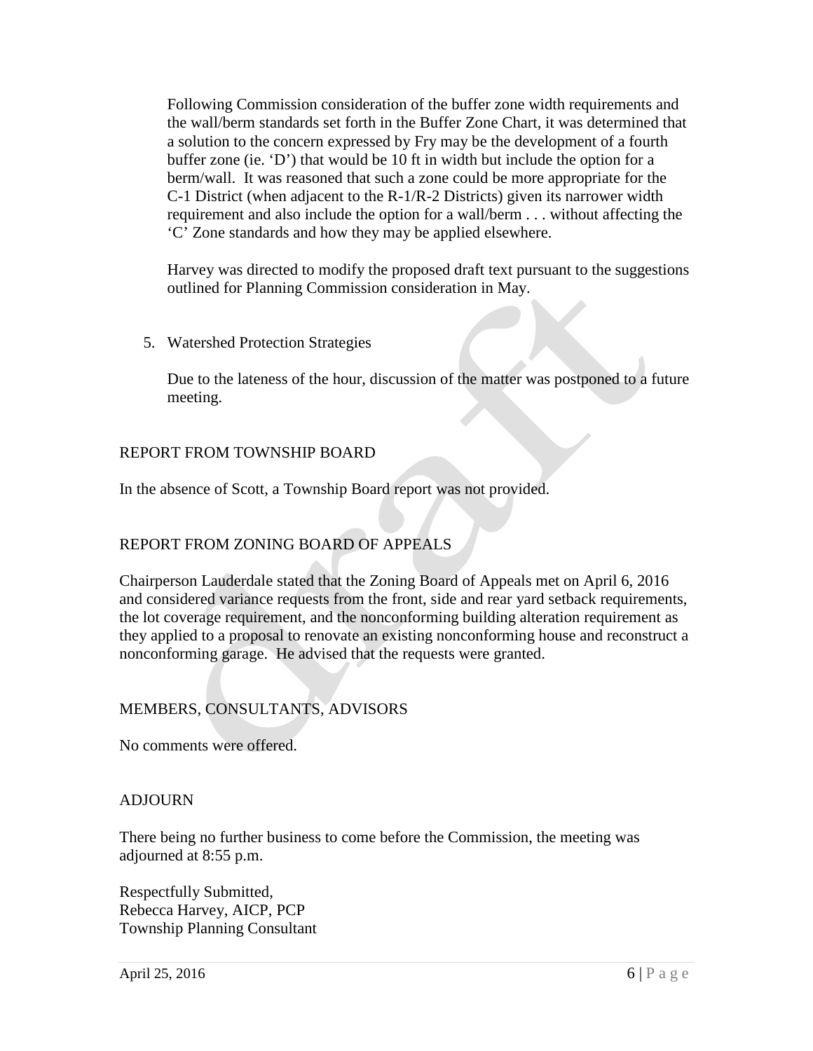Following Commission consideration of the buffer zone width requirements and the wall/berm standards set forth in the Buffer Zone Chart, it was determined that a solution to the concern expressed by Fry may be the development of a fourth buffer zone (ie. 'D') that would be 10 ft in width but include the option for a berm/wall. It was reasoned that such a zone could be more appropriate for the C-1 District (when adjacent to the R-1/R-2 Districts) given its narrower width requirement and also include the option for a wall/berm . . . without affecting the 'C' Zone standards and how they may be applied elsewhere.

Harvey was directed to modify the proposed draft text pursuant to the suggestions outlined for Planning Commission consideration in May.

5. Watershed Protection Strategies

   Due to the lateness of the hour, discussion of the matter was postponed to a future meeting.

## REPORT FROM TOWNSHIP BOARD

In the absence of Scott, a Township Board report was not provided.

## REPORT FROM ZONING BOARD OF APPEALS

Chairperson Lauderdale stated that the Zoning Board of Appeals met on April 6, 2016 and considered variance requests from the front, side and rear yard setback requirements, the lot coverage requirement, and the nonconforming building alteration requirement as they applied to a proposal to renovate an existing nonconforming house and reconstruct a nonconforming garage. He advised that the requests were granted.

## MEMBERS, CONSULTANTS, ADVISORS

No comments were offered.

## ADJOURN

There being no further business to come before the Commission, the meeting was adjourned at 8:55 p.m.

Respectfully Submitted,  
Rebecca Harvey, AICP, PCP  
Township Planning Consultant